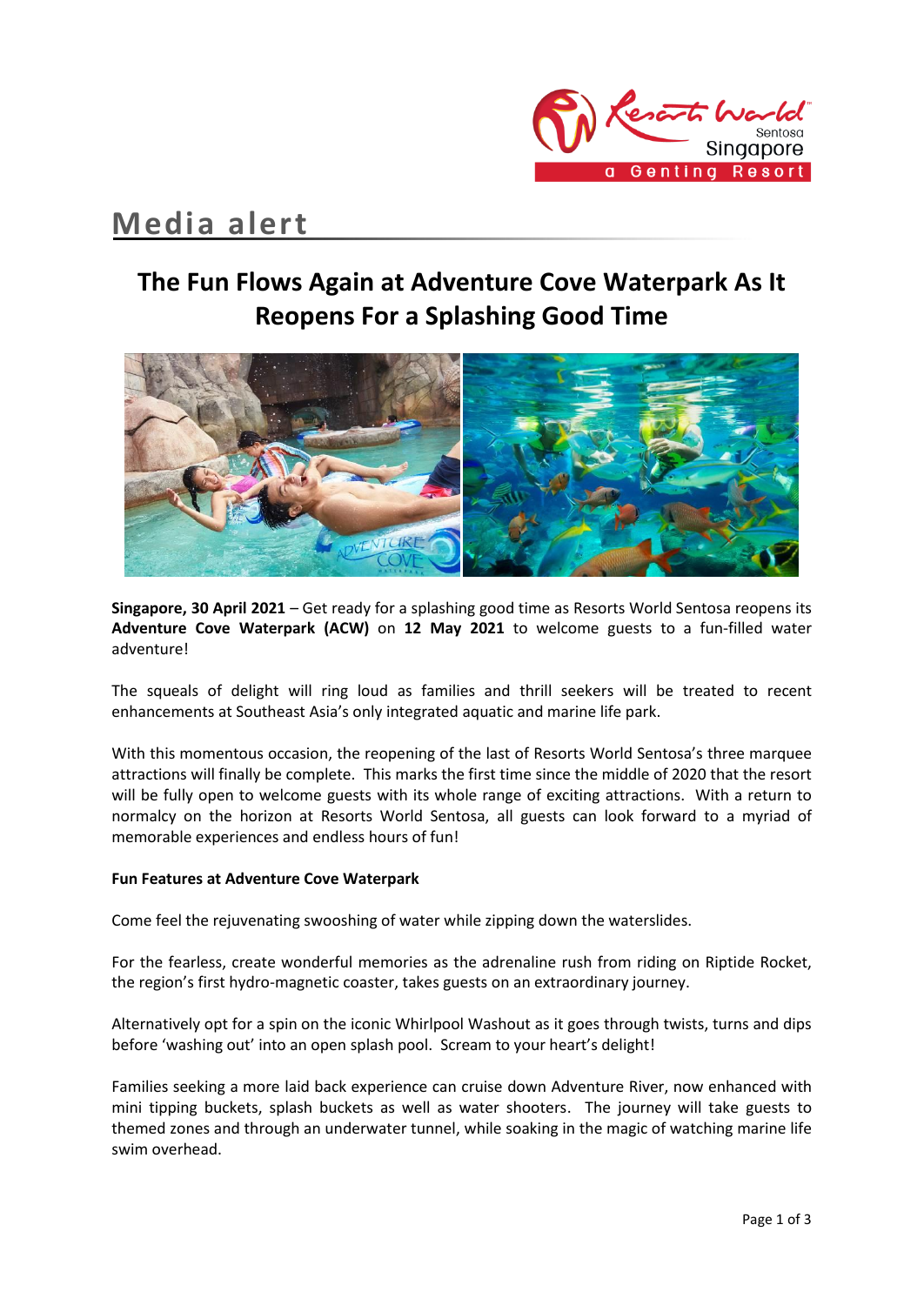# Media alert

## The Fun Flows Again at Adventure Cove Waterpark As It Reopens For a Splashing Good Time

**Singapore, 30 April 2021** – Get ready for a splashing good time as Resorts World Sentosa reopens its **Adventure Cove Waterpark (ACW)** on **12 May 2021** to welcome guests to a fun-filled water adventure!

The squeals of delight will ring loud as families and thrill seekers will be treated to recent enhancements at Southeast Asia's only integrated aquatic and marine life park.

With this momentous occasion, the reopening of the last of Resorts World Sentosa's three marquee attractions will finally be complete. This marks the first time since the middle of 2020 that the resort will be fully open to welcome guests with its whole range of exciting attractions. With a return to normalcy on the horizon at Resorts World Sentosa, all guests can look forward to a myriad of memorable experiences and endless hours of fun!

**Fun Features at Adventure Cove Waterpark**

Come feel the rejuvenating swooshing of water while zipping down the waterslides.

For the fearless, create wonderful memories as the adrenaline rush from riding on Riptide Rocket, the region's first hydro-magnetic coaster, takes guests on an extraordinary journey.

Alternatively opt for a spin on the iconic Whirlpool Washout as it goes through twists, turns and dips before 'washing out' into an open splash pool. Scream to your heart's delight!

Families seeking a more laid back experience can cruise down Adventure River, now enhanced with mini tipping buckets, splash buckets as well as water shooters. The journey will take guests to themed zones and through an underwater tunnel, while soaking in the magic of watching marine life swim overhead.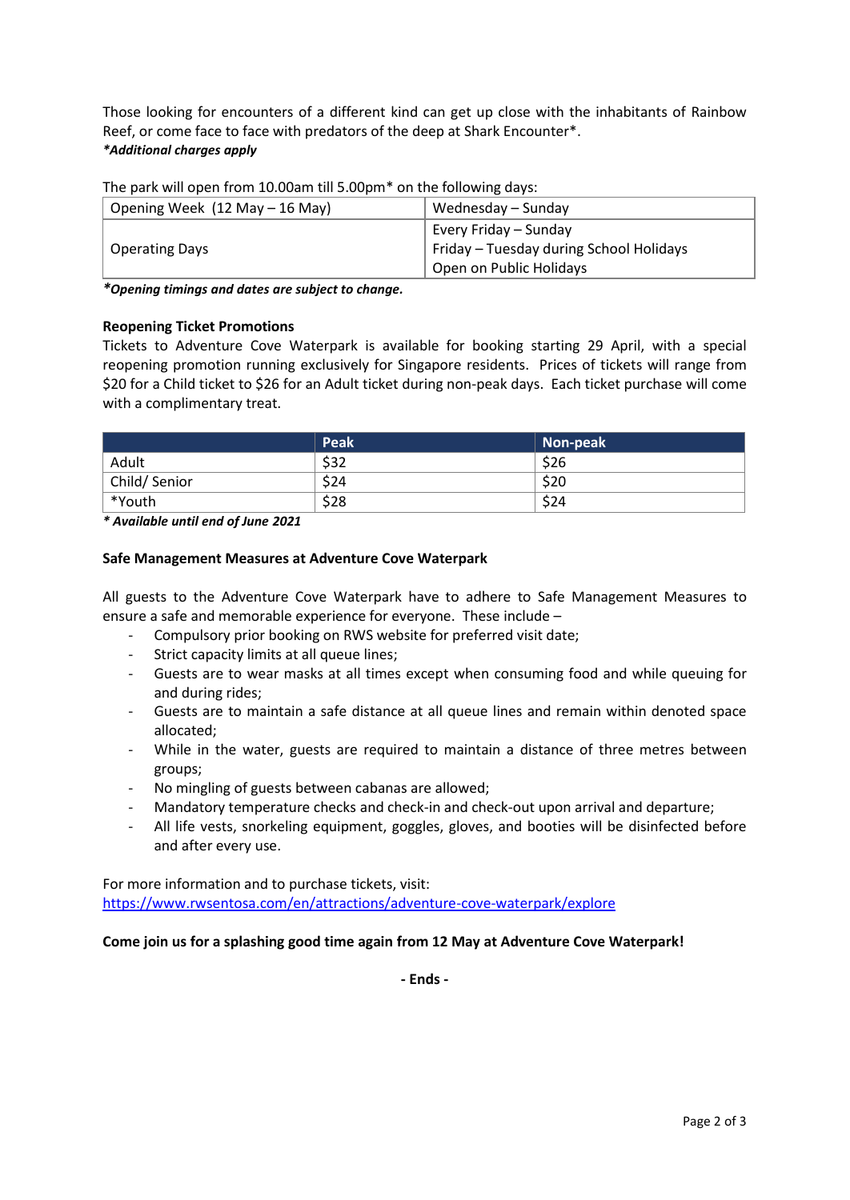Those looking for encounters of a different kind can get up close with the inhabitants of Rainbow Reef, or come face to face with predators of the deep at Shark Encounter*.
***Additional charges apply***

The park will open from 10.00am till 5.00pm* on the following days:

| Opening Week (12 May – 16 May) | Wednesday – Sunday |
|---|---|
| Operating Days | Every Friday – Sunday<br>Friday – Tuesday during School Holidays<br>Open on Public Holidays |

***Opening timings and dates are subject to change.***

**Reopening Ticket Promotions**

Tickets to Adventure Cove Waterpark is available for booking starting 29 April, with a special reopening promotion running exclusively for Singapore residents. Prices of tickets will range from $20 for a Child ticket to $26 for an Adult ticket during non-peak days. Each ticket purchase will come with a complimentary treat.

| | Peak | Non-peak |
|---|---|---|
| Adult | $32 | $26 |
| Child/ Senior | $24 | $20 |
| *Youth | $28 | $24 |

***\* Available until end of June 2021***

**Safe Management Measures at Adventure Cove Waterpark**

All guests to the Adventure Cove Waterpark have to adhere to Safe Management Measures to ensure a safe and memorable experience for everyone. These include –

- Compulsory prior booking on RWS website for preferred visit date;
- Strict capacity limits at all queue lines;
- Guests are to wear masks at all times except when consuming food and while queuing for and during rides;
- Guests are to maintain a safe distance at all queue lines and remain within denoted space allocated;
- While in the water, guests are required to maintain a distance of three metres between groups;
- No mingling of guests between cabanas are allowed;
- Mandatory temperature checks and check-in and check-out upon arrival and departure;
- All life vests, snorkeling equipment, goggles, gloves, and booties will be disinfected before and after every use.

For more information and to purchase tickets, visit:
[https://www.rwsentosa.com/en/attractions/adventure-cove-waterpark/explore](https://www.rwsentosa.com/en/attractions/adventure-cove-waterpark/explore)

**Come join us for a splashing good time again from 12 May at Adventure Cove Waterpark!**

**- Ends -**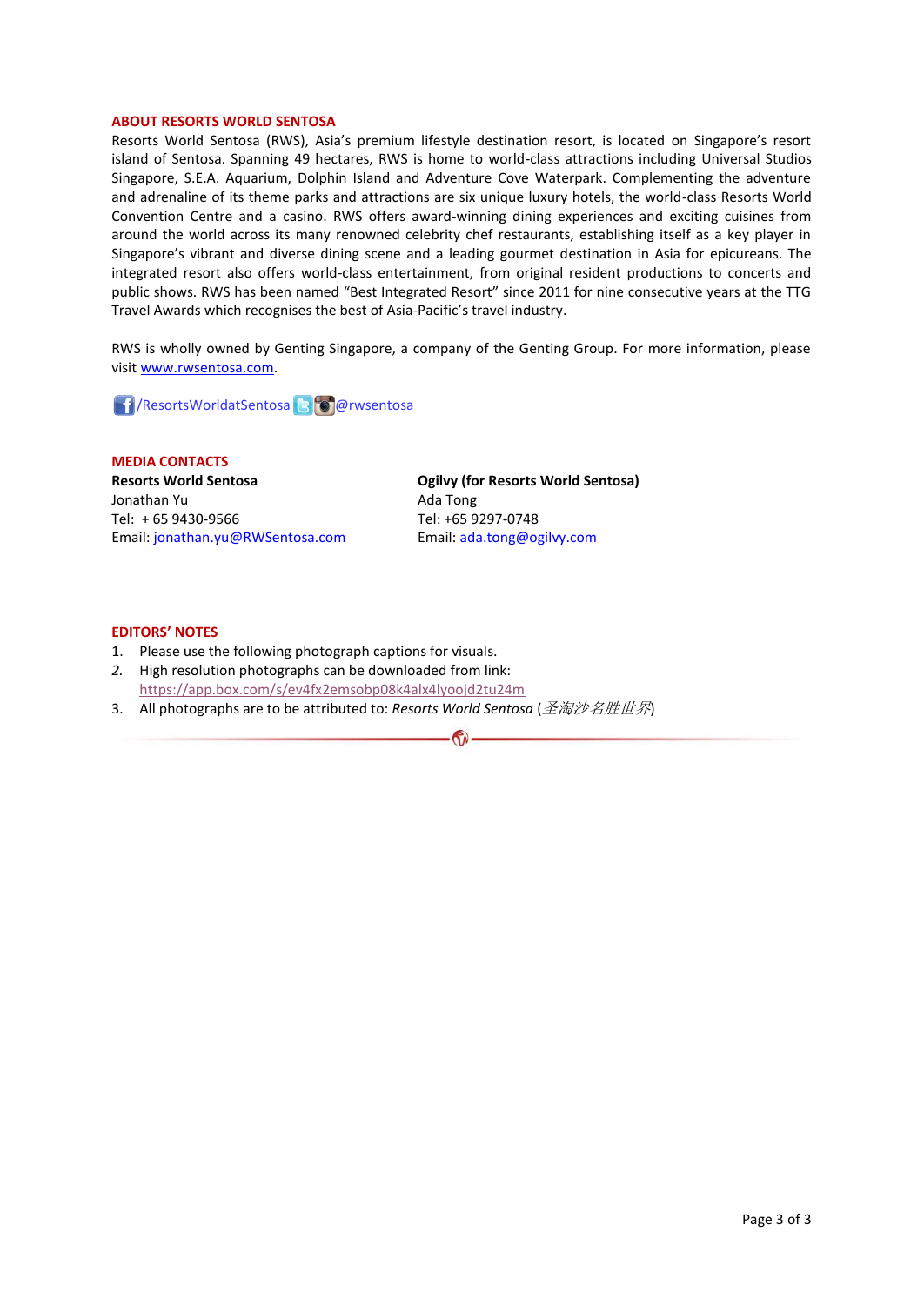## ABOUT RESORTS WORLD SENTOSA

Resorts World Sentosa (RWS), Asia's premium lifestyle destination resort, is located on Singapore's resort island of Sentosa. Spanning 49 hectares, RWS is home to world-class attractions including Universal Studios Singapore, S.E.A. Aquarium, Dolphin Island and Adventure Cove Waterpark. Complementing the adventure and adrenaline of its theme parks and attractions are six unique luxury hotels, the world-class Resorts World Convention Centre and a casino. RWS offers award-winning dining experiences and exciting cuisines from around the world across its many renowned celebrity chef restaurants, establishing itself as a key player in Singapore's vibrant and diverse dining scene and a leading gourmet destination in Asia for epicureans. The integrated resort also offers world-class entertainment, from original resident productions to concerts and public shows. RWS has been named "Best Integrated Resort" since 2011 for nine consecutive years at the TTG Travel Awards which recognises the best of Asia-Pacific's travel industry.

RWS is wholly owned by Genting Singapore, a company of the Genting Group. For more information, please visit www.rwsentosa.com.

/ResortsWorldatSentosa @rwsentosa

## MEDIA CONTACTS

**Resorts World Sentosa**
Jonathan Yu
Tel: + 65 9430-9566
Email: jonathan.yu@RWSentosa.com

**Ogilvy (for Resorts World Sentosa)**
Ada Tong
Tel: +65 9297-0748
Email: ada.tong@ogilvy.com

## EDITORS' NOTES

1. Please use the following photograph captions for visuals.
2. High resolution photographs can be downloaded from link: https://app.box.com/s/ev4fx2emsobp08k4alx4lyoojd2tu24m
3. All photographs are to be attributed to: *Resorts World Sentosa* (*圣淘沙名胜世界*)